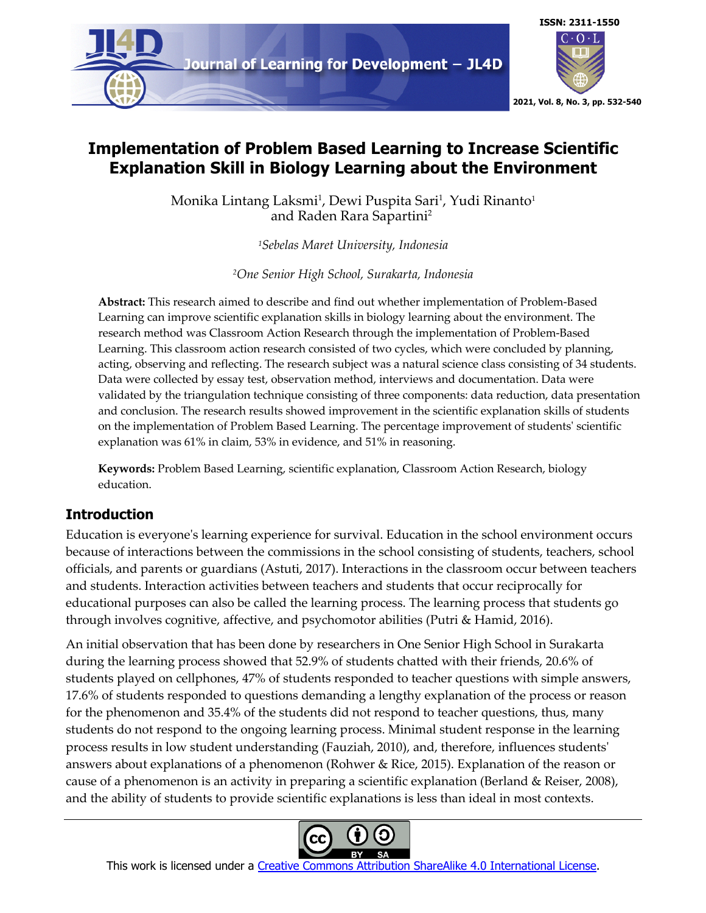# Implementation of Problem Based Learning to Increase Scientific Explanation Skill in Biology Learning about the Environment

Monika Lintang Laksmi[1], Dewi Puspita Sari[1], Yudi Rinanto[1] and Raden Rara Sapartini[2]

[1]*Sebelas Maret University, Indonesia*

[2]*One Senior High School, Surakarta, Indonesia*

**Abstract:** This research aimed to describe and find out whether implementation of Problem-Based Learning can improve scientific explanation skills in biology learning about the environment. The research method was Classroom Action Research through the implementation of Problem-Based Learning. This classroom action research consisted of two cycles, which were concluded by planning, acting, observing and reflecting. The research subject was a natural science class consisting of 34 students. Data were collected by essay test, observation method, interviews and documentation. Data were validated by the triangulation technique consisting of three components: data reduction, data presentation and conclusion. The research results showed improvement in the scientific explanation skills of students on the implementation of Problem Based Learning. The percentage improvement of students' scientific explanation was 61% in claim, 53% in evidence, and 51% in reasoning.

**Keywords:** Problem Based Learning, scientific explanation, Classroom Action Research, biology education.

## Introduction

Education is everyone's learning experience for survival. Education in the school environment occurs because of interactions between the commissions in the school consisting of students, teachers, school officials, and parents or guardians (Astuti, 2017). Interactions in the classroom occur between teachers and students. Interaction activities between teachers and students that occur reciprocally for educational purposes can also be called the learning process. The learning process that students go through involves cognitive, affective, and psychomotor abilities (Putri & Hamid, 2016).

An initial observation that has been done by researchers in One Senior High School in Surakarta during the learning process showed that 52.9% of students chatted with their friends, 20.6% of students played on cellphones, 47% of students responded to teacher questions with simple answers, 17.6% of students responded to questions demanding a lengthy explanation of the process or reason for the phenomenon and 35.4% of the students did not respond to teacher questions, thus, many students do not respond to the ongoing learning process. Minimal student response in the learning process results in low student understanding (Fauziah, 2010), and, therefore, influences students' answers about explanations of a phenomenon (Rohwer & Rice, 2015). Explanation of the reason or cause of a phenomenon is an activity in preparing a scientific explanation (Berland & Reiser, 2008), and the ability of students to provide scientific explanations is less than ideal in most contexts.

This work is licensed under a Creative Commons Attribution ShareAlike 4.0 International License.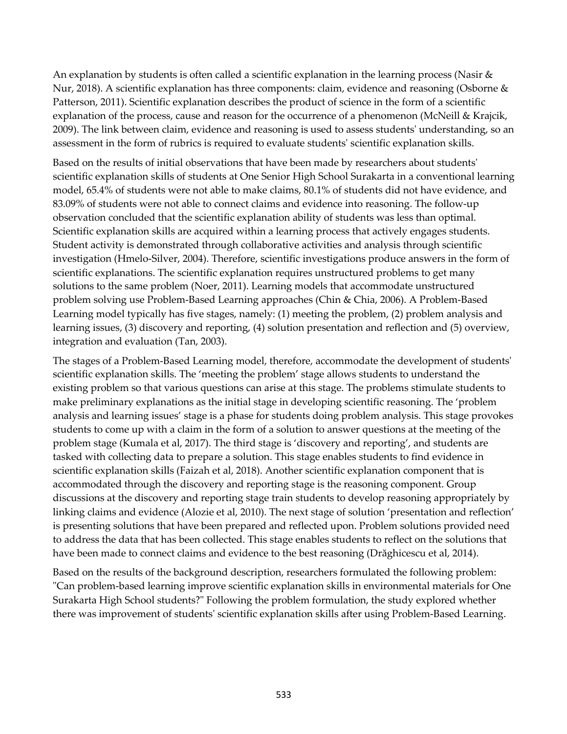An explanation by students is often called a scientific explanation in the learning process (Nasir & Nur, 2018). A scientific explanation has three components: claim, evidence and reasoning (Osborne & Patterson, 2011). Scientific explanation describes the product of science in the form of a scientific explanation of the process, cause and reason for the occurrence of a phenomenon (McNeill & Krajcik, 2009). The link between claim, evidence and reasoning is used to assess students' understanding, so an assessment in the form of rubrics is required to evaluate students' scientific explanation skills.

Based on the results of initial observations that have been made by researchers about students' scientific explanation skills of students at One Senior High School Surakarta in a conventional learning model, 65.4% of students were not able to make claims, 80.1% of students did not have evidence, and 83.09% of students were not able to connect claims and evidence into reasoning. The follow-up observation concluded that the scientific explanation ability of students was less than optimal. Scientific explanation skills are acquired within a learning process that actively engages students. Student activity is demonstrated through collaborative activities and analysis through scientific investigation (Hmelo-Silver, 2004). Therefore, scientific investigations produce answers in the form of scientific explanations. The scientific explanation requires unstructured problems to get many solutions to the same problem (Noer, 2011). Learning models that accommodate unstructured problem solving use Problem-Based Learning approaches (Chin & Chia, 2006). A Problem-Based Learning model typically has five stages, namely: (1) meeting the problem, (2) problem analysis and learning issues, (3) discovery and reporting, (4) solution presentation and reflection and (5) overview, integration and evaluation (Tan, 2003).

The stages of a Problem-Based Learning model, therefore, accommodate the development of students' scientific explanation skills. The 'meeting the problem' stage allows students to understand the existing problem so that various questions can arise at this stage. The problems stimulate students to make preliminary explanations as the initial stage in developing scientific reasoning. The 'problem analysis and learning issues' stage is a phase for students doing problem analysis. This stage provokes students to come up with a claim in the form of a solution to answer questions at the meeting of the problem stage (Kumala et al, 2017). The third stage is 'discovery and reporting', and students are tasked with collecting data to prepare a solution. This stage enables students to find evidence in scientific explanation skills (Faizah et al, 2018). Another scientific explanation component that is accommodated through the discovery and reporting stage is the reasoning component. Group discussions at the discovery and reporting stage train students to develop reasoning appropriately by linking claims and evidence (Alozie et al, 2010). The next stage of solution 'presentation and reflection' is presenting solutions that have been prepared and reflected upon. Problem solutions provided need to address the data that has been collected. This stage enables students to reflect on the solutions that have been made to connect claims and evidence to the best reasoning (Drăghicescu et al, 2014).

Based on the results of the background description, researchers formulated the following problem: "Can problem-based learning improve scientific explanation skills in environmental materials for One Surakarta High School students?" Following the problem formulation, the study explored whether there was improvement of students' scientific explanation skills after using Problem-Based Learning.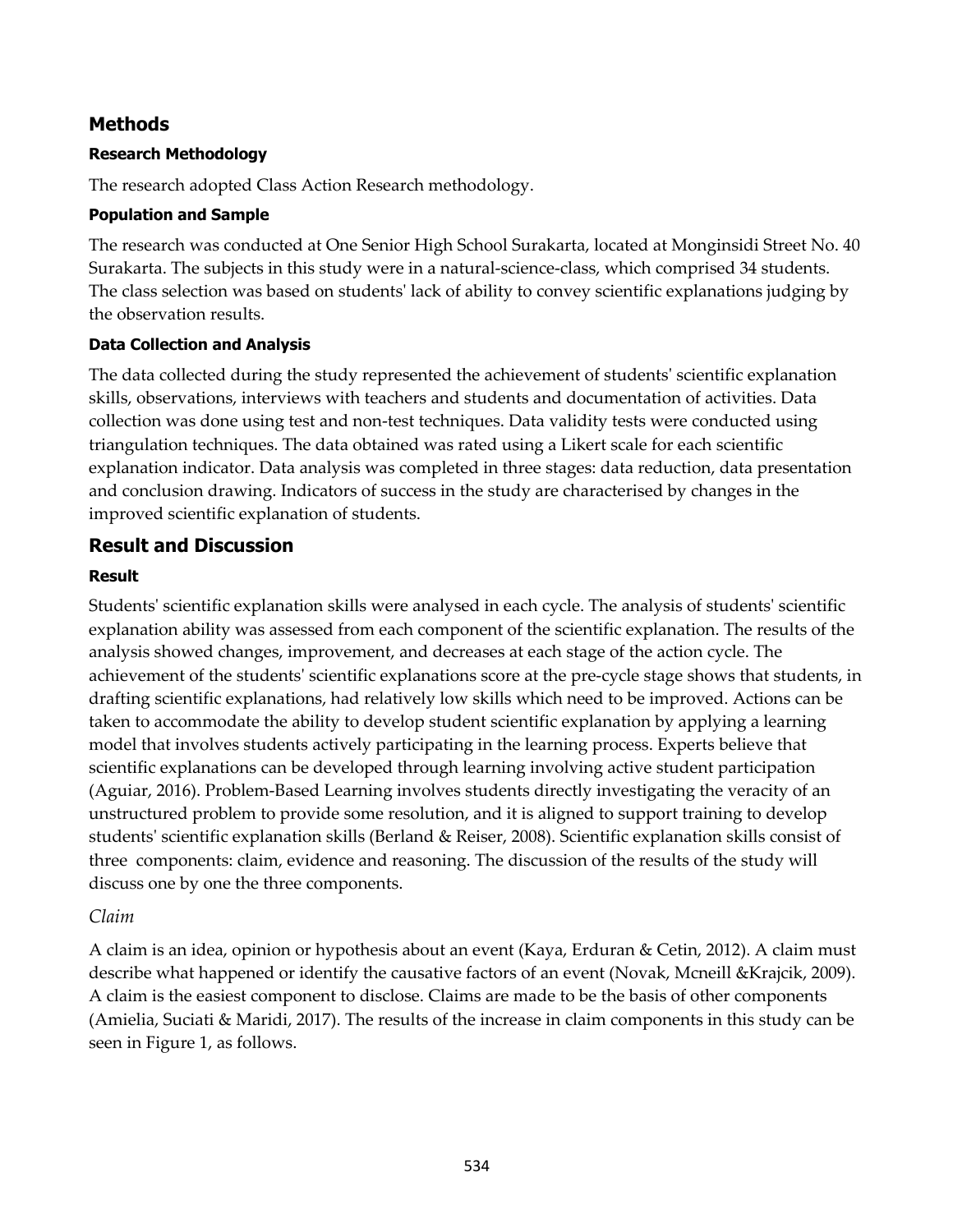## Methods

### Research Methodology

The research adopted Class Action Research methodology.

### Population and Sample

The research was conducted at One Senior High School Surakarta, located at Monginsidi Street No. 40 Surakarta. The subjects in this study were in a natural-science-class, which comprised 34 students. The class selection was based on students' lack of ability to convey scientific explanations judging by the observation results.

### Data Collection and Analysis

The data collected during the study represented the achievement of students' scientific explanation skills, observations, interviews with teachers and students and documentation of activities. Data collection was done using test and non-test techniques. Data validity tests were conducted using triangulation techniques. The data obtained was rated using a Likert scale for each scientific explanation indicator. Data analysis was completed in three stages: data reduction, data presentation and conclusion drawing. Indicators of success in the study are characterised by changes in the improved scientific explanation of students.

## Result and Discussion

### Result

Students' scientific explanation skills were analysed in each cycle. The analysis of students' scientific explanation ability was assessed from each component of the scientific explanation. The results of the analysis showed changes, improvement, and decreases at each stage of the action cycle. The achievement of the students' scientific explanations score at the pre-cycle stage shows that students, in drafting scientific explanations, had relatively low skills which need to be improved. Actions can be taken to accommodate the ability to develop student scientific explanation by applying a learning model that involves students actively participating in the learning process. Experts believe that scientific explanations can be developed through learning involving active student participation (Aguiar, 2016). Problem-Based Learning involves students directly investigating the veracity of an unstructured problem to provide some resolution, and it is aligned to support training to develop students' scientific explanation skills (Berland & Reiser, 2008). Scientific explanation skills consist of three components: claim, evidence and reasoning. The discussion of the results of the study will discuss one by one the three components.

*Claim*

A claim is an idea, opinion or hypothesis about an event (Kaya, Erduran & Cetin, 2012). A claim must describe what happened or identify the causative factors of an event (Novak, Mcneill &Krajcik, 2009). A claim is the easiest component to disclose. Claims are made to be the basis of other components (Amielia, Suciati & Maridi, 2017). The results of the increase in claim components in this study can be seen in Figure 1, as follows.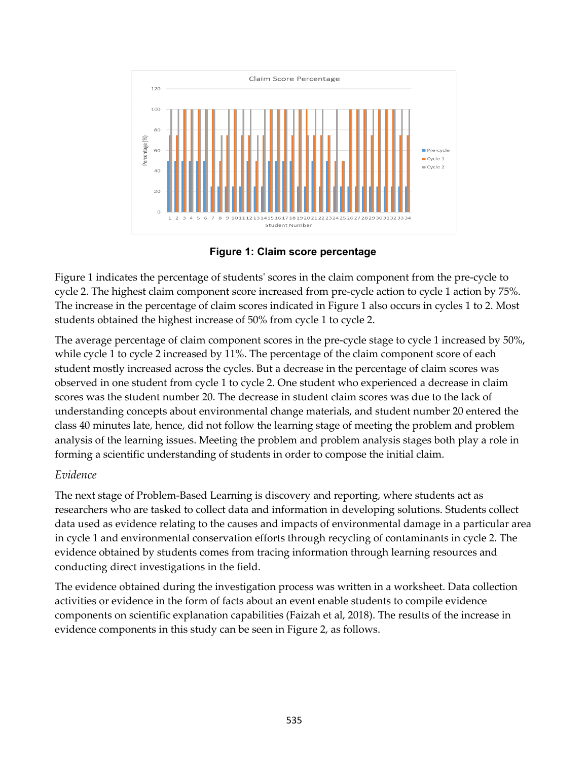**Figure 1: Claim score percentage**

Figure 1 indicates the percentage of students' scores in the claim component from the pre-cycle to cycle 2. The highest claim component score increased from pre-cycle action to cycle 1 action by 75%. The increase in the percentage of claim scores indicated in Figure 1 also occurs in cycles 1 to 2. Most students obtained the highest increase of 50% from cycle 1 to cycle 2.

The average percentage of claim component scores in the pre-cycle stage to cycle 1 increased by 50%, while cycle 1 to cycle 2 increased by 11%. The percentage of the claim component score of each student mostly increased across the cycles. But a decrease in the percentage of claim scores was observed in one student from cycle 1 to cycle 2. One student who experienced a decrease in claim scores was the student number 20. The decrease in student claim scores was due to the lack of understanding concepts about environmental change materials, and student number 20 entered the class 40 minutes late, hence, did not follow the learning stage of meeting the problem and problem analysis of the learning issues. Meeting the problem and problem analysis stages both play a role in forming a scientific understanding of students in order to compose the initial claim.

*Evidence*

The next stage of Problem-Based Learning is discovery and reporting, where students act as researchers who are tasked to collect data and information in developing solutions. Students collect data used as evidence relating to the causes and impacts of environmental damage in a particular area in cycle 1 and environmental conservation efforts through recycling of contaminants in cycle 2. The evidence obtained by students comes from tracing information through learning resources and conducting direct investigations in the field.

The evidence obtained during the investigation process was written in a worksheet. Data collection activities or evidence in the form of facts about an event enable students to compile evidence components on scientific explanation capabilities (Faizah et al, 2018). The results of the increase in evidence components in this study can be seen in Figure 2, as follows.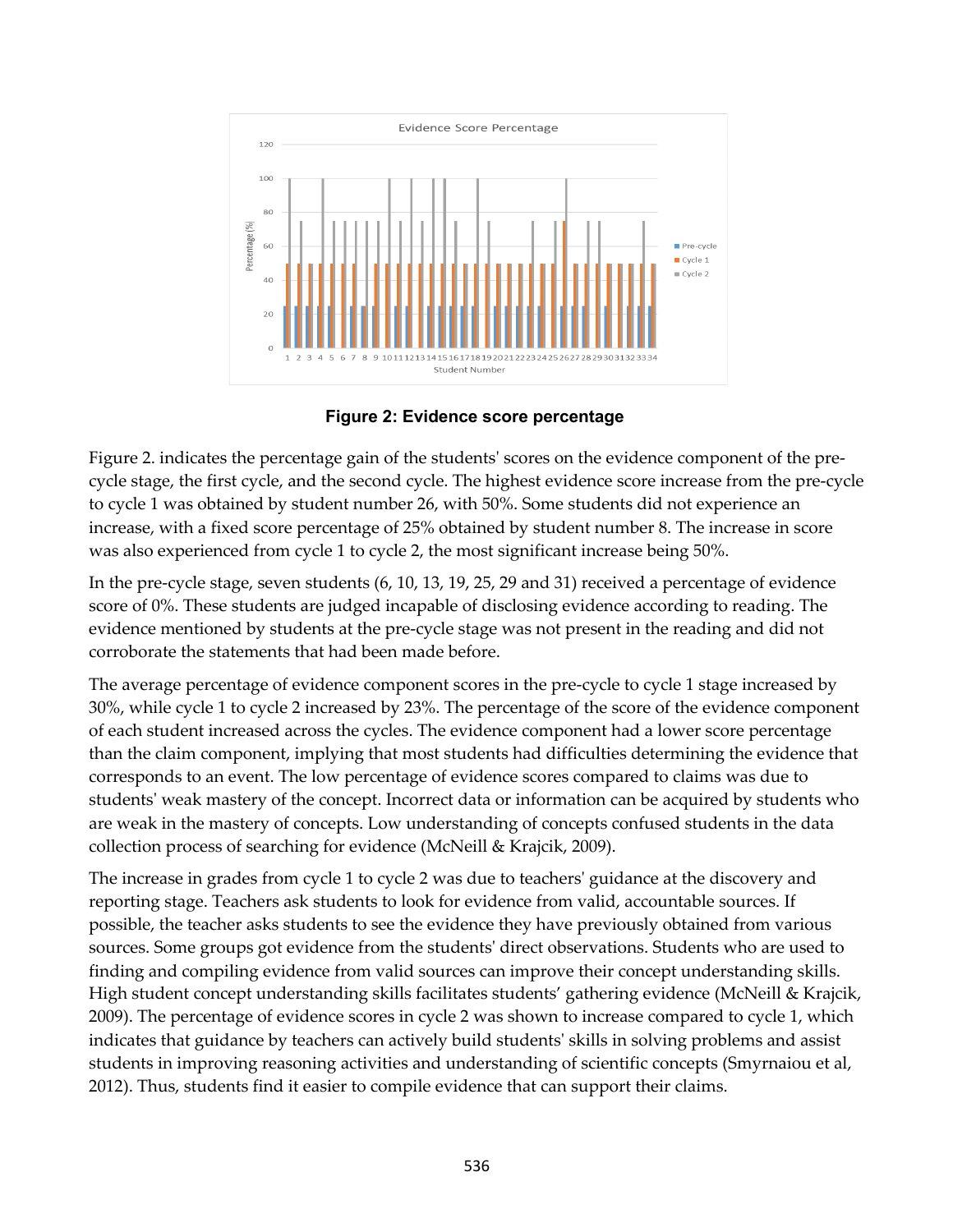**Figure 2: Evidence score percentage**

Figure 2. indicates the percentage gain of the students' scores on the evidence component of the pre-cycle stage, the first cycle, and the second cycle. The highest evidence score increase from the pre-cycle to cycle 1 was obtained by student number 26, with 50%. Some students did not experience an increase, with a fixed score percentage of 25% obtained by student number 8. The increase in score was also experienced from cycle 1 to cycle 2, the most significant increase being 50%.

In the pre-cycle stage, seven students (6, 10, 13, 19, 25, 29 and 31) received a percentage of evidence score of 0%. These students are judged incapable of disclosing evidence according to reading. The evidence mentioned by students at the pre-cycle stage was not present in the reading and did not corroborate the statements that had been made before.

The average percentage of evidence component scores in the pre-cycle to cycle 1 stage increased by 30%, while cycle 1 to cycle 2 increased by 23%. The percentage of the score of the evidence component of each student increased across the cycles. The evidence component had a lower score percentage than the claim component, implying that most students had difficulties determining the evidence that corresponds to an event. The low percentage of evidence scores compared to claims was due to students' weak mastery of the concept. Incorrect data or information can be acquired by students who are weak in the mastery of concepts. Low understanding of concepts confused students in the data collection process of searching for evidence (McNeill & Krajcik, 2009).

The increase in grades from cycle 1 to cycle 2 was due to teachers' guidance at the discovery and reporting stage. Teachers ask students to look for evidence from valid, accountable sources. If possible, the teacher asks students to see the evidence they have previously obtained from various sources. Some groups got evidence from the students' direct observations. Students who are used to finding and compiling evidence from valid sources can improve their concept understanding skills. High student concept understanding skills facilitates students' gathering evidence (McNeill & Krajcik, 2009). The percentage of evidence scores in cycle 2 was shown to increase compared to cycle 1, which indicates that guidance by teachers can actively build students' skills in solving problems and assist students in improving reasoning activities and understanding of scientific concepts (Smyrnaiou et al, 2012). Thus, students find it easier to compile evidence that can support their claims.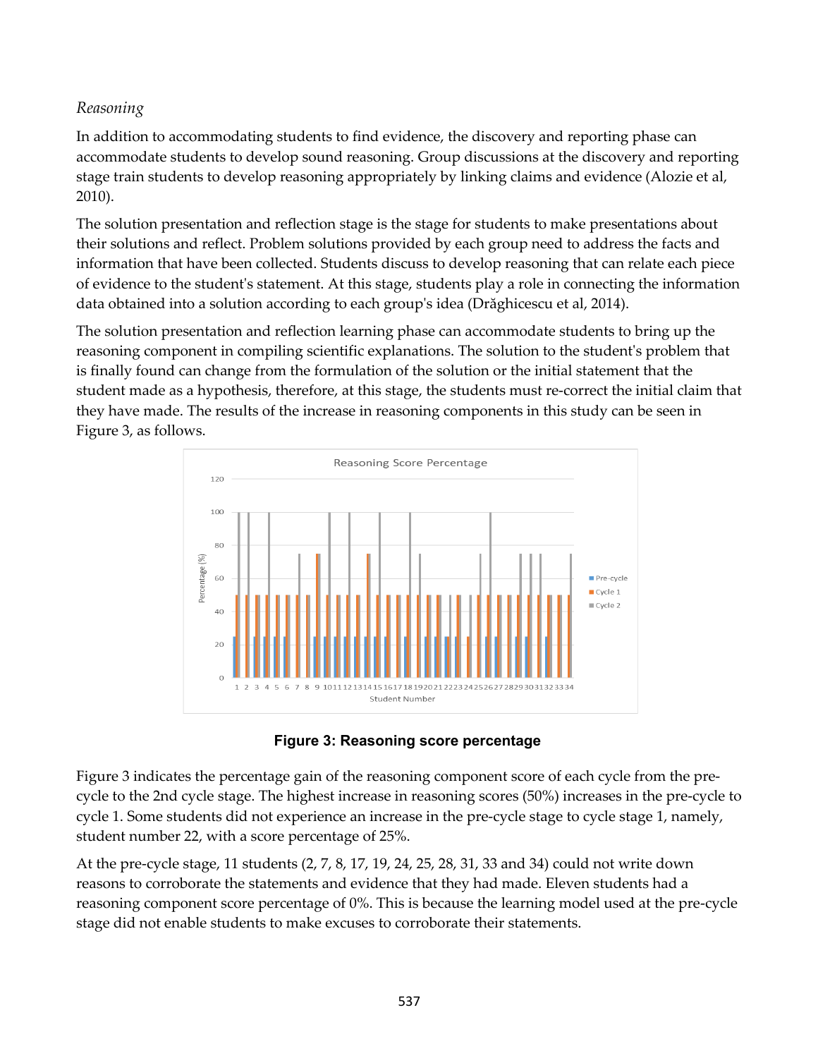*Reasoning*

In addition to accommodating students to find evidence, the discovery and reporting phase can accommodate students to develop sound reasoning. Group discussions at the discovery and reporting stage train students to develop reasoning appropriately by linking claims and evidence (Alozie et al, 2010).

The solution presentation and reflection stage is the stage for students to make presentations about their solutions and reflect. Problem solutions provided by each group need to address the facts and information that have been collected. Students discuss to develop reasoning that can relate each piece of evidence to the student's statement. At this stage, students play a role in connecting the information data obtained into a solution according to each group's idea (Drăghicescu et al, 2014).

The solution presentation and reflection learning phase can accommodate students to bring up the reasoning component in compiling scientific explanations. The solution to the student's problem that is finally found can change from the formulation of the solution or the initial statement that the student made as a hypothesis, therefore, at this stage, the students must re-correct the initial claim that they have made. The results of the increase in reasoning components in this study can be seen in Figure 3, as follows.

**Figure 3: Reasoning score percentage**

Figure 3 indicates the percentage gain of the reasoning component score of each cycle from the pre-cycle to the 2nd cycle stage. The highest increase in reasoning scores (50%) increases in the pre-cycle to cycle 1. Some students did not experience an increase in the pre-cycle stage to cycle stage 1, namely, student number 22, with a score percentage of 25%.

At the pre-cycle stage, 11 students (2, 7, 8, 17, 19, 24, 25, 28, 31, 33 and 34) could not write down reasons to corroborate the statements and evidence that they had made. Eleven students had a reasoning component score percentage of 0%. This is because the learning model used at the pre-cycle stage did not enable students to make excuses to corroborate their statements.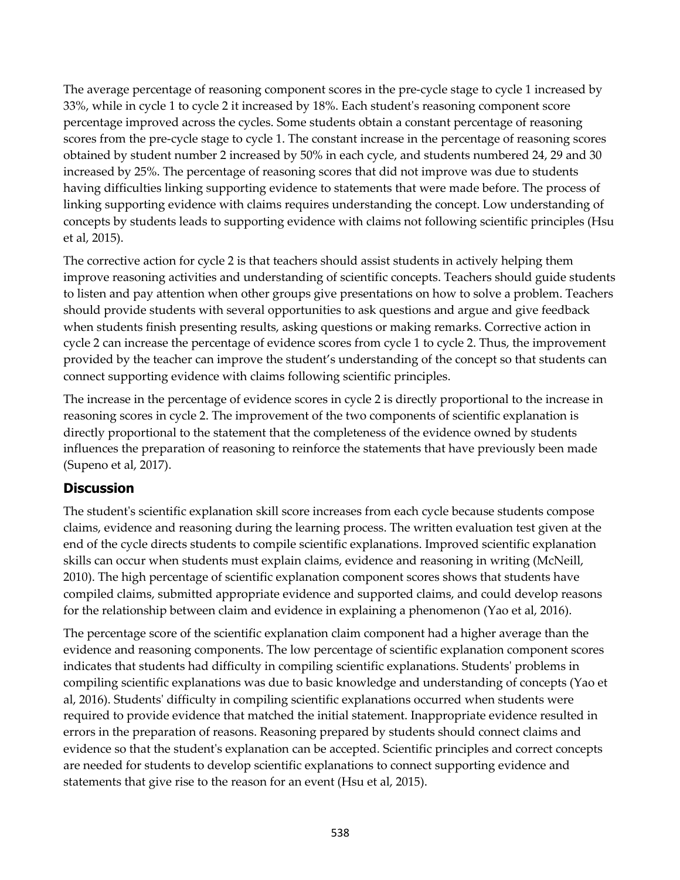The average percentage of reasoning component scores in the pre-cycle stage to cycle 1 increased by 33%, while in cycle 1 to cycle 2 it increased by 18%. Each student's reasoning component score percentage improved across the cycles. Some students obtain a constant percentage of reasoning scores from the pre-cycle stage to cycle 1. The constant increase in the percentage of reasoning scores obtained by student number 2 increased by 50% in each cycle, and students numbered 24, 29 and 30 increased by 25%. The percentage of reasoning scores that did not improve was due to students having difficulties linking supporting evidence to statements that were made before. The process of linking supporting evidence with claims requires understanding the concept. Low understanding of concepts by students leads to supporting evidence with claims not following scientific principles (Hsu et al, 2015).

The corrective action for cycle 2 is that teachers should assist students in actively helping them improve reasoning activities and understanding of scientific concepts. Teachers should guide students to listen and pay attention when other groups give presentations on how to solve a problem. Teachers should provide students with several opportunities to ask questions and argue and give feedback when students finish presenting results, asking questions or making remarks. Corrective action in cycle 2 can increase the percentage of evidence scores from cycle 1 to cycle 2. Thus, the improvement provided by the teacher can improve the student's understanding of the concept so that students can connect supporting evidence with claims following scientific principles.

The increase in the percentage of evidence scores in cycle 2 is directly proportional to the increase in reasoning scores in cycle 2. The improvement of the two components of scientific explanation is directly proportional to the statement that the completeness of the evidence owned by students influences the preparation of reasoning to reinforce the statements that have previously been made (Supeno et al, 2017).

## Discussion

The student's scientific explanation skill score increases from each cycle because students compose claims, evidence and reasoning during the learning process. The written evaluation test given at the end of the cycle directs students to compile scientific explanations. Improved scientific explanation skills can occur when students must explain claims, evidence and reasoning in writing (McNeill, 2010). The high percentage of scientific explanation component scores shows that students have compiled claims, submitted appropriate evidence and supported claims, and could develop reasons for the relationship between claim and evidence in explaining a phenomenon (Yao et al, 2016).

The percentage score of the scientific explanation claim component had a higher average than the evidence and reasoning components. The low percentage of scientific explanation component scores indicates that students had difficulty in compiling scientific explanations. Students' problems in compiling scientific explanations was due to basic knowledge and understanding of concepts (Yao et al, 2016). Students' difficulty in compiling scientific explanations occurred when students were required to provide evidence that matched the initial statement. Inappropriate evidence resulted in errors in the preparation of reasons. Reasoning prepared by students should connect claims and evidence so that the student's explanation can be accepted. Scientific principles and correct concepts are needed for students to develop scientific explanations to connect supporting evidence and statements that give rise to the reason for an event (Hsu et al, 2015).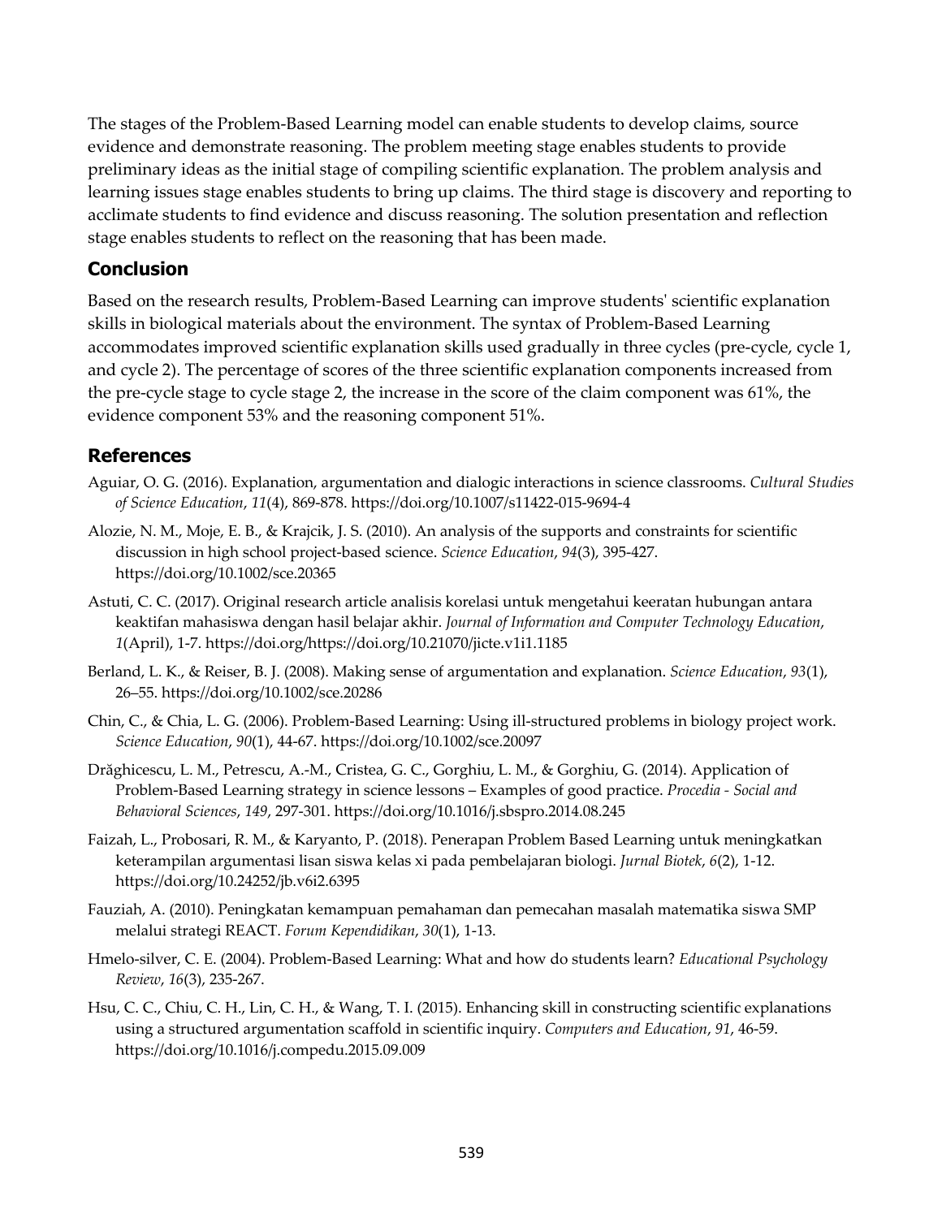The stages of the Problem-Based Learning model can enable students to develop claims, source evidence and demonstrate reasoning. The problem meeting stage enables students to provide preliminary ideas as the initial stage of compiling scientific explanation. The problem analysis and learning issues stage enables students to bring up claims. The third stage is discovery and reporting to acclimate students to find evidence and discuss reasoning. The solution presentation and reflection stage enables students to reflect on the reasoning that has been made.

## Conclusion

Based on the research results, Problem-Based Learning can improve students' scientific explanation skills in biological materials about the environment. The syntax of Problem-Based Learning accommodates improved scientific explanation skills used gradually in three cycles (pre-cycle, cycle 1, and cycle 2). The percentage of scores of the three scientific explanation components increased from the pre-cycle stage to cycle stage 2, the increase in the score of the claim component was 61%, the evidence component 53% and the reasoning component 51%.

## References

Aguiar, O. G. (2016). Explanation, argumentation and dialogic interactions in science classrooms. *Cultural Studies of Science Education*, *11*(4), 869-878. https://doi.org/10.1007/s11422-015-9694-4

Alozie, N. M., Moje, E. B., & Krajcik, J. S. (2010). An analysis of the supports and constraints for scientific discussion in high school project-based science. *Science Education*, *94*(3), 395-427. https://doi.org/10.1002/sce.20365

Astuti, C. C. (2017). Original research article analisis korelasi untuk mengetahui keeratan hubungan antara keaktifan mahasiswa dengan hasil belajar akhir. *Journal of Information and Computer Technology Education*, *1*(April), 1-7. https://doi.org/https://doi.org/10.21070/jicte.v1i1.1185

Berland, L. K., & Reiser, B. J. (2008). Making sense of argumentation and explanation. *Science Education*, *93*(1), 26–55. https://doi.org/10.1002/sce.20286

Chin, C., & Chia, L. G. (2006). Problem-Based Learning: Using ill-structured problems in biology project work. *Science Education*, *90*(1), 44-67. https://doi.org/10.1002/sce.20097

Drăghicescu, L. M., Petrescu, A.-M., Cristea, G. C., Gorghiu, L. M., & Gorghiu, G. (2014). Application of Problem-Based Learning strategy in science lessons – Examples of good practice. *Procedia - Social and Behavioral Sciences*, *149*, 297-301. https://doi.org/10.1016/j.sbspro.2014.08.245

Faizah, L., Probosari, R. M., & Karyanto, P. (2018). Penerapan Problem Based Learning untuk meningkatkan keterampilan argumentasi lisan siswa kelas xi pada pembelajaran biologi. *Jurnal Biotek*, *6*(2), 1-12. https://doi.org/10.24252/jb.v6i2.6395

Fauziah, A. (2010). Peningkatan kemampuan pemahaman dan pemecahan masalah matematika siswa SMP melalui strategi REACT. *Forum Kependidikan*, *30*(1), 1-13.

Hmelo-silver, C. E. (2004). Problem-Based Learning: What and how do students learn? *Educational Psychology Review*, *16*(3), 235-267.

Hsu, C. C., Chiu, C. H., Lin, C. H., & Wang, T. I. (2015). Enhancing skill in constructing scientific explanations using a structured argumentation scaffold in scientific inquiry. *Computers and Education*, *91*, 46-59. https://doi.org/10.1016/j.compedu.2015.09.009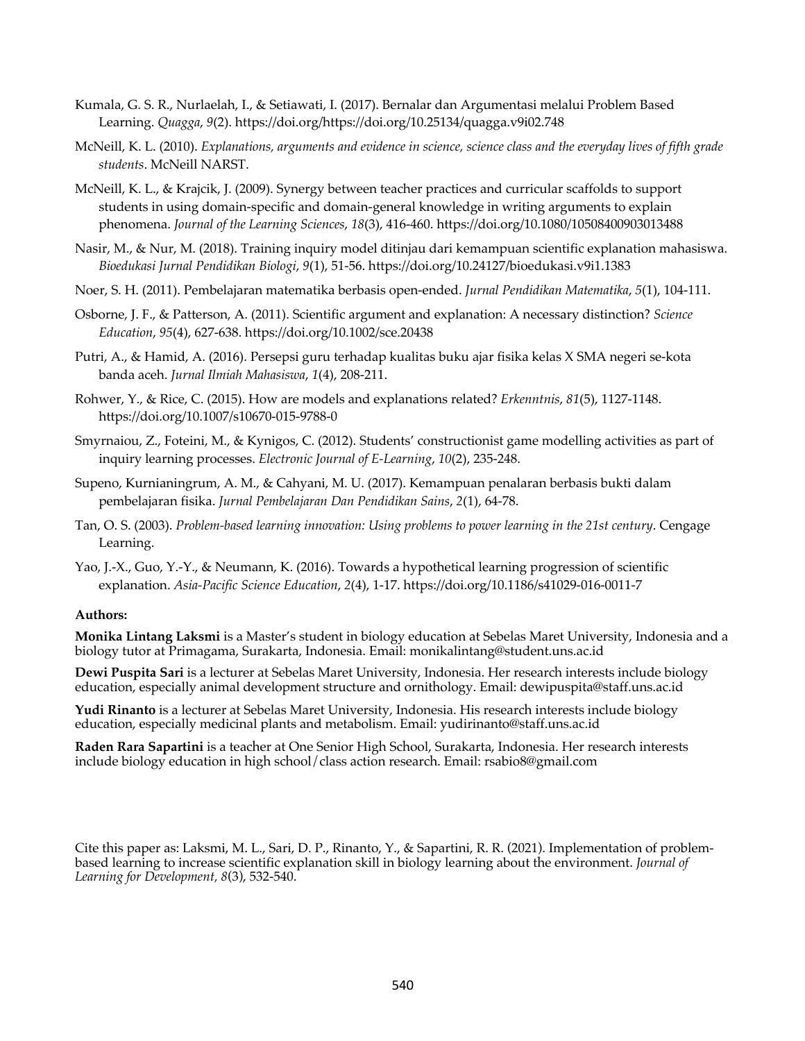Kumala, G. S. R., Nurlaelah, I., & Setiawati, I. (2017). Bernalar dan Argumentasi melalui Problem Based Learning. *Quagga*, *9*(2). https://doi.org/https://doi.org/10.25134/quagga.v9i02.748

McNeill, K. L. (2010). *Explanations, arguments and evidence in science, science class and the everyday lives of fifth grade students*. McNeill NARST.

McNeill, K. L., & Krajcik, J. (2009). Synergy between teacher practices and curricular scaffolds to support students in using domain-specific and domain-general knowledge in writing arguments to explain phenomena. *Journal of the Learning Sciences*, *18*(3), 416-460. https://doi.org/10.1080/10508400903013488

Nasir, M., & Nur, M. (2018). Training inquiry model ditinjau dari kemampuan scientific explanation mahasiswa. *Bioedukasi Jurnal Pendidikan Biologi*, *9*(1), 51-56. https://doi.org/10.24127/bioedukasi.v9i1.1383

Noer, S. H. (2011). Pembelajaran matematika berbasis open-ended. *Jurnal Pendidikan Matematika*, *5*(1), 104-111.

Osborne, J. F., & Patterson, A. (2011). Scientific argument and explanation: A necessary distinction? *Science Education*, *95*(4), 627-638. https://doi.org/10.1002/sce.20438

Putri, A., & Hamid, A. (2016). Persepsi guru terhadap kualitas buku ajar fisika kelas X SMA negeri se-kota banda aceh. *Jurnal Ilmiah Mahasiswa*, *1*(4), 208-211.

Rohwer, Y., & Rice, C. (2015). How are models and explanations related? *Erkenntnis*, *81*(5), 1127-1148. https://doi.org/10.1007/s10670-015-9788-0

Smyrnaiou, Z., Foteini, M., & Kynigos, C. (2012). Students' constructionist game modelling activities as part of inquiry learning processes. *Electronic Journal of E-Learning*, *10*(2), 235-248.

Supeno, Kurnianingrum, A. M., & Cahyani, M. U. (2017). Kemampuan penalaran berbasis bukti dalam pembelajaran fisika. *Jurnal Pembelajaran Dan Pendidikan Sains*, *2*(1), 64-78.

Tan, O. S. (2003). *Problem-based learning innovation: Using problems to power learning in the 21st century*. Cengage Learning.

Yao, J.-X., Guo, Y.-Y., & Neumann, K. (2016). Towards a hypothetical learning progression of scientific explanation. *Asia-Pacific Science Education*, *2*(4), 1-17. https://doi.org/10.1186/s41029-016-0011-7

**Authors:**

**Monika Lintang Laksmi** is a Master's student in biology education at Sebelas Maret University, Indonesia and a biology tutor at Primagama, Surakarta, Indonesia. Email: monikalintang@student.uns.ac.id

**Dewi Puspita Sari** is a lecturer at Sebelas Maret University, Indonesia. Her research interests include biology education, especially animal development structure and ornithology. Email: dewipuspita@staff.uns.ac.id

**Yudi Rinanto** is a lecturer at Sebelas Maret University, Indonesia. His research interests include biology education, especially medicinal plants and metabolism. Email: yudirinanto@staff.uns.ac.id

**Raden Rara Sapartini** is a teacher at One Senior High School, Surakarta, Indonesia. Her research interests include biology education in high school/class action research. Email: rsabio8@gmail.com

Cite this paper as: Laksmi, M. L., Sari, D. P., Rinanto, Y., & Sapartini, R. R. (2021). Implementation of problem-based learning to increase scientific explanation skill in biology learning about the environment. *Journal of Learning for Development*, *8*(3), 532-540.